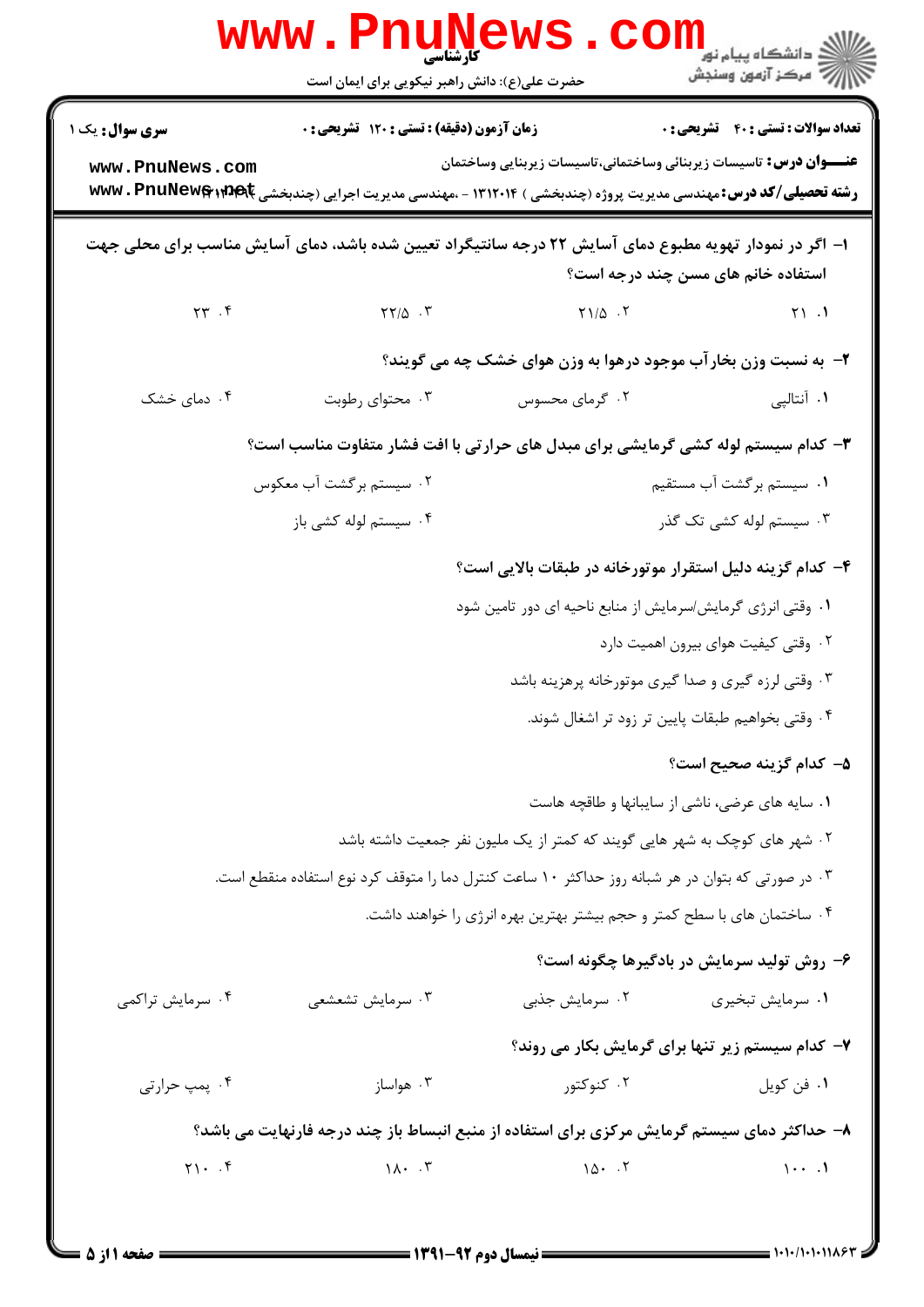کارشناسی

حضرت علی(ع): دانش راهبر نیکویی برای ایمان است

دانشگاه پیام نور
مرکز آزمون وسنجش

**سری سوال:** یک ۱ | **زمان آزمون (دقیقه) : تستی : ۱۲۰ تشریحی : ۰** | **تعداد سوالات : تستی : ۴۰ تشریحی : ۰**

**عنـــوان درس:** تاسیسات زیربنائی وساختمانی،تاسیسات زیربنایی وساختمان

**رشته تحصیلی/کد درس:** مهندسی مدیریت پروژه (چندبخشی ) ۱۳۱۲۰۱۴ - ،مهندسی مدیریت اجرایی (چندبخشی )

---

**۱- اگر در نمودار تهویه مطبوع دمای آسایش ۲۲ درجه سانتیگراد تعیین شده باشد، دمای آسایش مناسب برای محلی جهت استفاده خانم های مسن چند درجه است؟**

۱. ۲۱
۲. ۲۱/۵
۳. ۲۲/۵
۴. ۲۳

**۲- به نسبت وزن بخارآب موجود درهوا به وزن هوای خشک چه می گویند؟**

۱. آنتالپی
۲. گرمای محسوس
۳. محتوای رطوبت
۴. دمای خشک

**۳- کدام سیستم لوله کشی گرمایشی برای مبدل های حرارتی با افت فشار متفاوت مناسب است؟**

۱. سیستم برگشت آب مستقیم
۲. سیستم برگشت آب معکوس
۳. سیستم لوله کشی تک گذر
۴. سیستم لوله کشی باز

**۴- کدام گزینه دلیل استقرار موتورخانه در طبقات بالایی است؟**

۱. وقتی انرژی گرمایش/سرمایش از منابع ناحیه ای دور تامین شود
۲. وقتی کیفیت هوای بیرون اهمیت دارد
۳. وقتی لرزه گیری و صدا گیری موتورخانه پرهزینه باشد
۴. وقتی بخواهیم طبقات پایین تر زود تر اشغال شوند.

**۵- کدام گزینه صحیح است؟**

۱. سایه های عرضی، ناشی از سایبانها و طاقچه هاست
۲. شهر های کوچک به شهر هایی گویند که کمتر از یک ملیون نفر جمعیت داشته باشد
۳. در صورتی که بتوان در هر شبانه روز حداکثر ۱۰ ساعت کنترل دما را متوقف کرد نوع استفاده منقطع است.
۴. ساختمان های با سطح کمتر و حجم بیشتر بهترین بهره انرژی را خواهند داشت.

**۶- روش تولید سرمایش در بادگیرها چگونه است؟**

۱. سرمایش تبخیری
۲. سرمایش جذبی
۳. سرمایش تشعشعی
۴. سرمایش تراکمی

**۷- کدام سیستم زیر تنها برای گرمایش بکار می روند؟**

۱. فن کویل
۲. کنوکتور
۳. هواساز
۴. پمپ حرارتی

**۸- حداکثر دمای سیستم گرمایش مرکزی برای استفاده از منبع انبساط باز چند درجه فارنهایت می باشد؟**

۱. ۱۰۰
۲. ۱۵۰
۳. ۱۸۰
۴. ۲۱۰

نیمسال دوم ۹۲-۱۳۹۱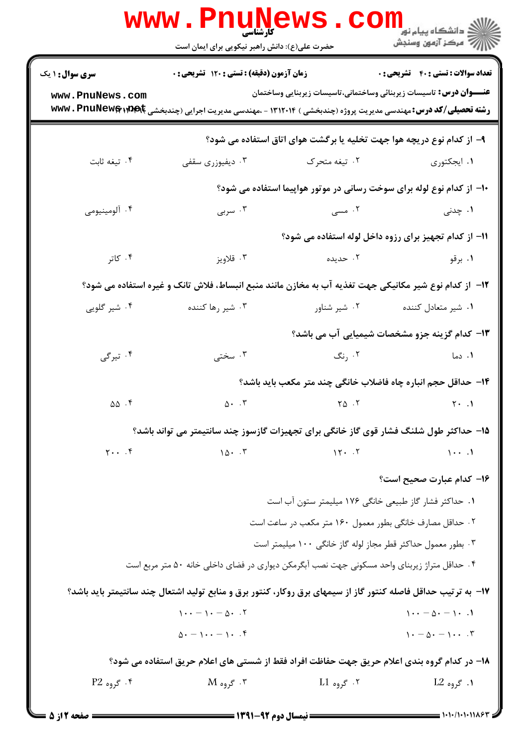۹- از کدام نوع دریچه هوا جهت تخلیه یا برگشت هوای اتاق استفاده می شود؟

۱. ایجکتوری
۲. تیغه متحرک
۳. دیفیوزری سقفی
۴. تیغه ثابت

۱۰- از کدام نوع لوله برای سوخت رسانی در موتور هواپیما استفاده می شود؟

۱. چدنی
۲. مسی
۳. سربی
۴. آلومینیومی

۱۱- از کدام تجهیز برای رزوه داخل لوله استفاده می شود؟

۱. برقو
۲. حدیده
۳. قلاویز
۴. کاتر

۱۲- از کدام نوع شیر مکانیکی جهت تغذیه آب به مخازن مانند منبع انبساط، فلاش تانک و غیره استفاده می شود؟

۱. شیر متعادل کننده
۲. شیر شناور
۳. شیر رها کننده
۴. شیر گلویی

۱۳- کدام گزینه جزو مشخصات شیمیایی آب می باشد؟

۱. دما
۲. رنگ
۳. سختی
۴. تیرگی

۱۴- حداقل حجم انباره چاه فاضلاب خانگی چند متر مکعب باید باشد؟

۱. ۲۰
۲. ۲۵
۳. ۵۰
۴. ۵۵

۱۵- حداکثر طول شلنگ فشار قوی گاز خانگی برای تجهیزات گازسوز چند سانتیمتر می تواند باشد؟

۱. ۱۰۰
۲. ۱۲۰
۳. ۱۵۰
۴. ۲۰۰

۱۶- کدام عبارت صحیح است؟

۱. حداکثر فشار گاز طبیعی خانگی ۱۷۶ میلیمتر ستون آب است
۲. حداقل مصارف خانگی بطور معمول ۱۶۰ متر مکعب در ساعت است
۳. بطور معمول حداکثر قطر مجاز لوله گاز خانگی ۱۰۰ میلیمتر است
۴. حداقل متراژ زیربنای واحد مسکونی جهت نصب آبگرمکن دیواری در فضای داخلی خانه ۵۰ متر مربع است

۱۷- به ترتیب حداقل فاصله کنتور گاز از سیمهای برق روکار، کنتور برق و منابع تولید اشتعال چند سانتیمتر باید باشد؟

۱. ۱۰ - ۵۰ - ۱۰۰
۲. ۵۰ - ۱۰ - ۱۰۰
۳. ۱۰۰ - ۵۰ - ۱۰
۴. ۱۰ - ۱۰۰ - ۵۰

۱۸- در کدام گروه بندی اعلام حریق جهت حفاظت افراد فقط از شستی های اعلام حریق استفاده می شود؟

۱. گروه L2
۲. گروه L1
۳. گروه M
۴. گروه P2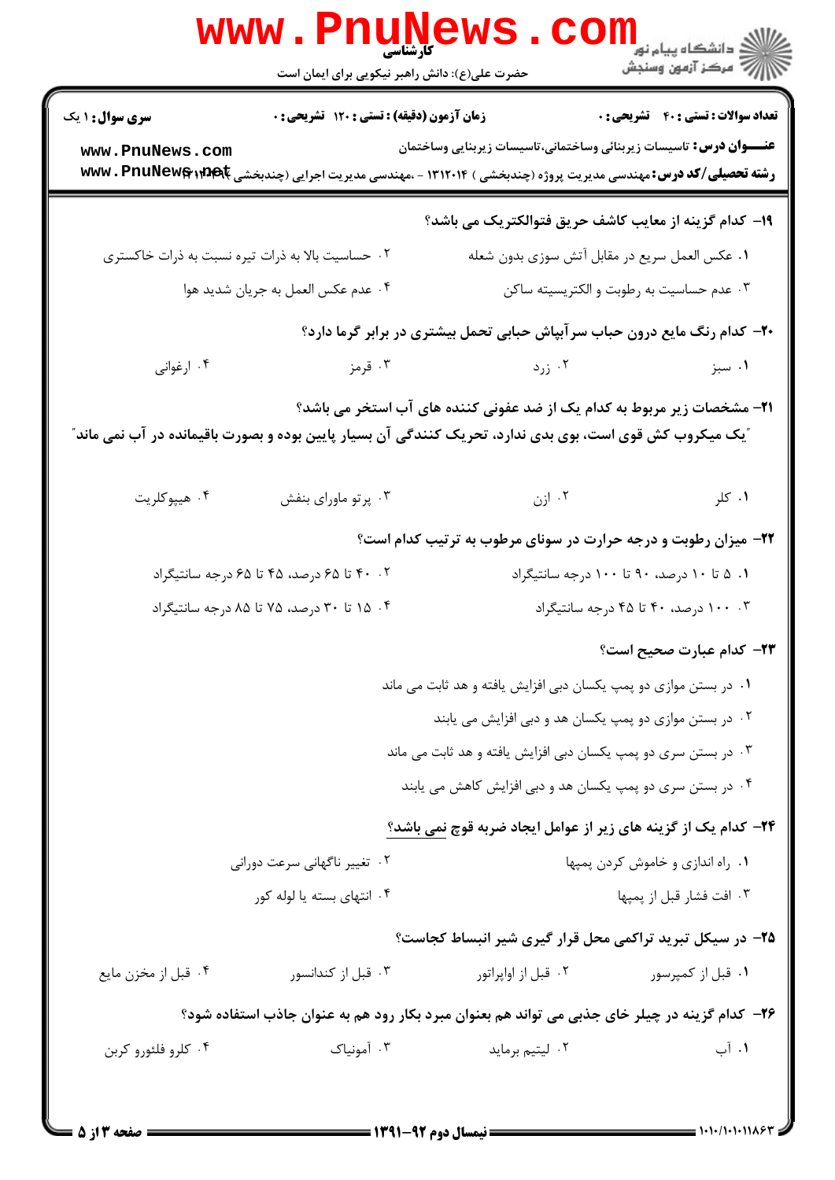**۱۹- کدام گزینه از معایب کاشف حریق فتوالکتریک می باشد؟**

۱. عکس العمل سریع در مقابل آتش سوزی بدون شعله

۲. حساسیت بالا به ذرات تیره نسبت به ذرات خاکستری

۳. عدم حساسیت به رطوبت و الکتریسیته ساکن

۴. عدم عکس العمل به جریان شدید هوا

**۲۰- کدام رنگ مایع درون حباب سرآبپاش حبابی تحمل بیشتری در برابر گرما دارد؟**

۱. سبز

۲. زرد

۳. قرمز

۴. ارغوانی

**۲۱- مشخصات زیر مربوط به کدام یک از ضد عفونی کننده های آب استخر می باشد؟**

**"یک میکروب کش قوی است، بوی بدی ندارد، تحریک کنندگی آن بسیار پایین بوده و بصورت باقیمانده در آب نمی ماند"**

۱. کلر

۲. ازن

۳. پرتو ماورای بنفش

۴. هیپوکلریت

**۲۲- میزان رطوبت و درجه حرارت در سونای مرطوب به ترتیب کدام است؟**

۱. ۵ تا ۱۰ درصد، ۹۰ تا ۱۰۰ درجه سانتیگراد

۲. ۴۰ تا ۶۵ درصد، ۴۵ تا ۶۵ درجه سانتیگراد

۳. ۱۰۰ درصد، ۴۰ تا ۴۵ درجه سانتیگراد

۴. ۱۵ تا ۳۰ درصد، ۷۵ تا ۸۵ درجه سانتیگراد

**۲۳- کدام عبارت صحیح است؟**

۱. در بستن موازی دو پمپ یکسان دبی افزایش یافته و هد ثابت می ماند

۲. در بستن موازی دو پمپ یکسان هد و دبی افزایش می یابند

۳. در بستن سری دو پمپ یکسان دبی افزایش یافته و هد ثابت می ماند

۴. در بستن سری دو پمپ یکسان هد و دبی افزایش کاهش می یابند

**۲۴- کدام یک از گزینه های زیر از عوامل ایجاد ضربه قوچ نمی باشد؟**

۱. راه اندازی و خاموش کردن پمپها

۲. تغییر ناگهانی سرعت دورانی

۳. افت فشار قبل از پمپها

۴. انتهای بسته یا لوله کور

**۲۵- در سیکل تبرید تراکمی محل قرار گیری شیر انبساط کجاست؟**

۱. قبل از کمپرسور

۲. قبل از اواپراتور

۳. قبل از کندانسور

۴. قبل از مخزن مایع

**۲۶- کدام گزینه در چیلر خای جذبی می تواند هم بعنوان مبرد بکار رود هم به عنوان جاذب استفاده شود؟**

۱. آب

۲. لیتیم برماید

۳. آمونیاک

۴. کلرو فلئورو کربن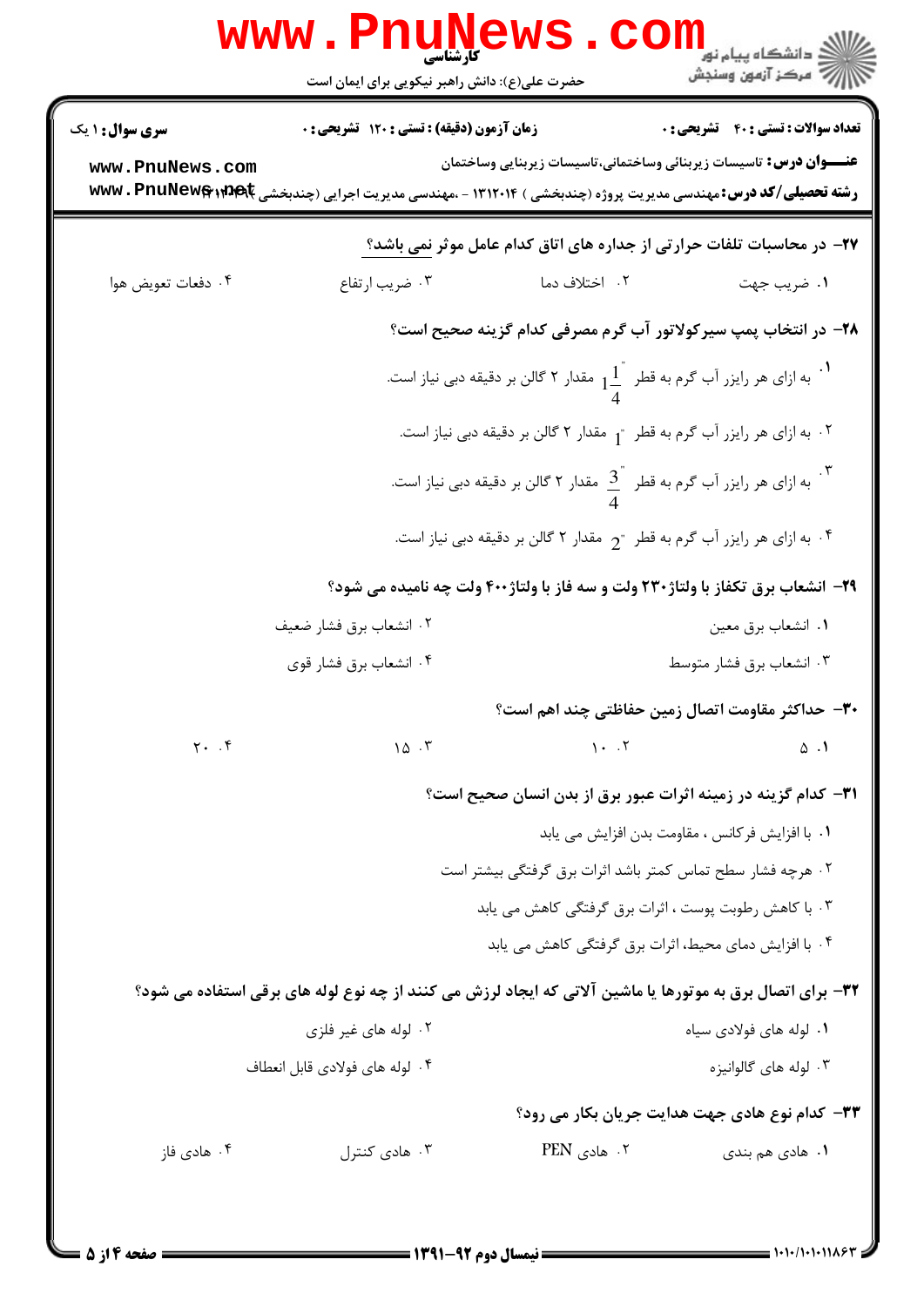۲۷- در محاسبات تلفات حرارتی از جداره های اتاق کدام عامل موثر نمی باشد؟

۱. ضریب جهت
۲. اختلاف دما
۳. ضریب ارتفاع
۴. دفعات تعویض هوا

۲۸- در انتخاب پمپ سیرکولاتور آب گرم مصرفی کدام گزینه صحیح است؟

۱. به ازای هر رایزر آب گرم به قطر $1\frac{1}{4}''$ مقدار ۲ گالن بر دقیقه دبی نیاز است.
۲. به ازای هر رایزر آب گرم به قطر $1''$ مقدار ۲ گالن بر دقیقه دبی نیاز است.
۳. به ازای هر رایزر آب گرم به قطر $\frac{3}{4}''$ مقدار ۲ گالن بر دقیقه دبی نیاز است.
۴. به ازای هر رایزر آب گرم به قطر $2''$ مقدار ۲ گالن بر دقیقه دبی نیاز است.

۲۹- انشعاب برق تکفاز با ولتاژ۲۳۰ ولت و سه فاز با ولتاژ۴۰۰ ولت چه نامیده می شود؟

۱. انشعاب برق معین
۲. انشعاب برق فشار ضعیف
۳. انشعاب برق فشار متوسط
۴. انشعاب برق فشار قوی

۳۰- حداکثر مقاومت اتصال زمین حفاظتی چند اهم است؟

۱. ۵
۲. ۱۰
۳. ۱۵
۴. ۲۰

۳۱- کدام گزینه در زمینه اثرات عبور برق از بدن انسان صحیح است؟

۱. با افزایش فرکانس ، مقاومت بدن افزایش می یابد
۲. هرچه فشار سطح تماس کمتر باشد اثرات برق گرفتگی بیشتر است
۳. با کاهش رطوبت پوست ، اثرات برق گرفتگی کاهش می یابد
۴. با افزایش دمای محیط، اثرات برق گرفتگی کاهش می یابد

۳۲- برای اتصال برق به موتورها یا ماشین آلاتی که ایجاد لرزش می کنند از چه نوع لوله های برقی استفاده می شود؟

۱. لوله های فولادی سیاه
۲. لوله های غیر فلزی
۳. لوله های گالوانیزه
۴. لوله های فولادی قابل انعطاف

۳۳- کدام نوع هادی جهت هدایت جریان بکار می رود؟

۱. هادی هم بندی
۲. هادی PEN
۳. هادی کنترل
۴. هادی فاز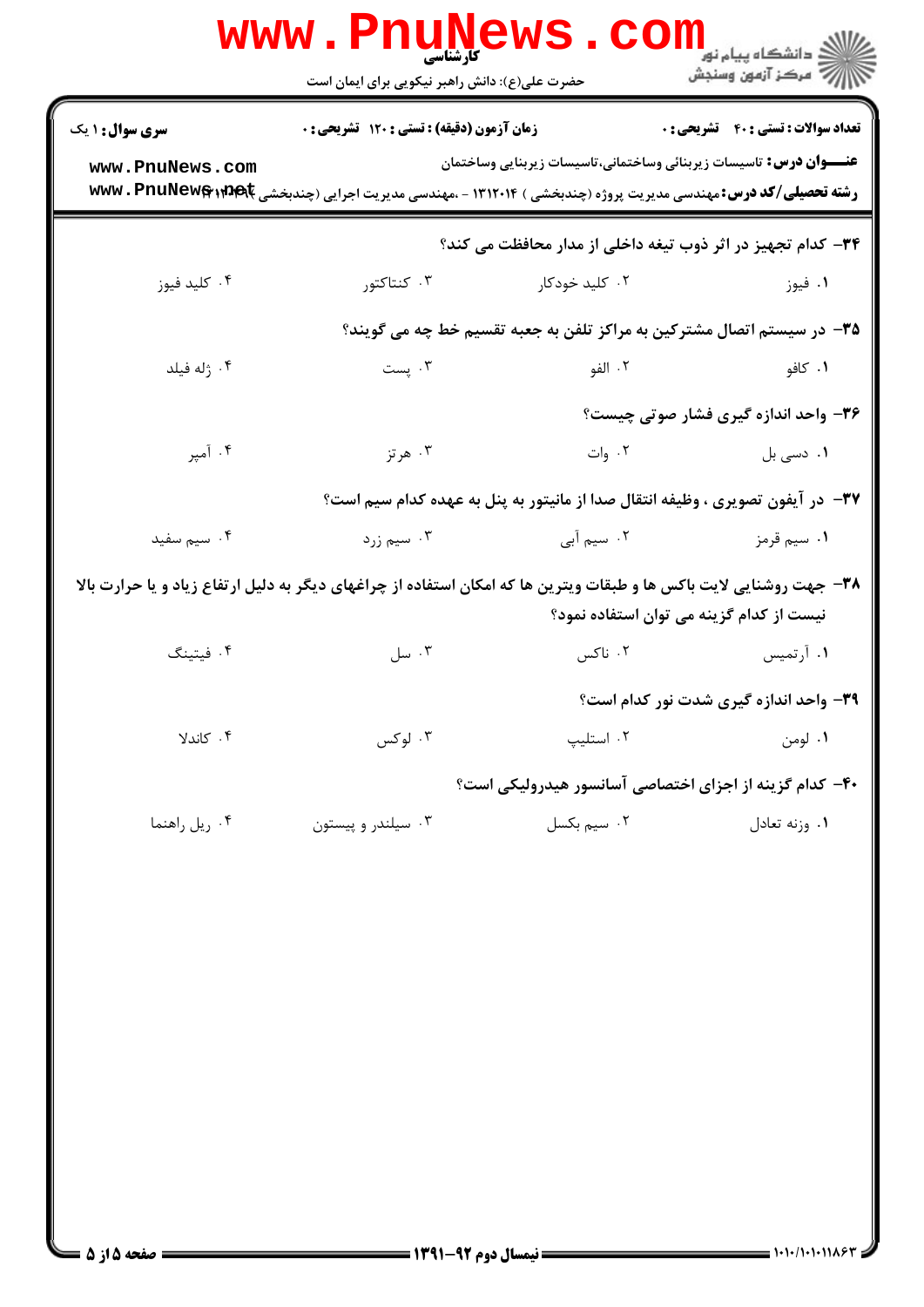۳۴- کدام تجهیز در اثر ذوب تیغه داخلی از مدار محافظت می کند؟

۱. فیوز
۲. کلید خودکار
۳. کنتاکتور
۴. کلید فیوز

۳۵- در سیستم اتصال مشترکین به مراکز تلفن به جعبه تقسیم خط چه می گویند؟

۱. کافو
۲. الفو
۳. پست
۴. ژله فیلد

۳۶- واحد اندازه گیری فشار صوتی چیست؟

۱. دسی بل
۲. وات
۳. هرتز
۴. آمپر

۳۷- در آیفون تصویری ، وظیفه انتقال صدا از مانیتور به پنل به عهده کدام سیم است؟

۱. سیم قرمز
۲. سیم آبی
۳. سیم زرد
۴. سیم سفید

۳۸- جهت روشنایی لایت باکس ها و طبقات ویترین ها که امکان استفاده از چراغهای دیگر به دلیل ارتفاع زیاد و یا حرارت بالا نیست از کدام گزینه می توان استفاده نمود؟

۱. آرتمیس
۲. ناکس
۳. سل
۴. فیتینگ

۳۹- واحد اندازه گیری شدت نور کدام است؟

۱. لومن
۲. استلیپ
۳. لوکس
۴. کاندلا

۴۰- کدام گزینه از اجزای اختصاصی آسانسور هیدرولیکی است؟

۱. وزنه تعادل
۲. سیم بکسل
۳. سیلندر و پیستون
۴. ریل راهنما